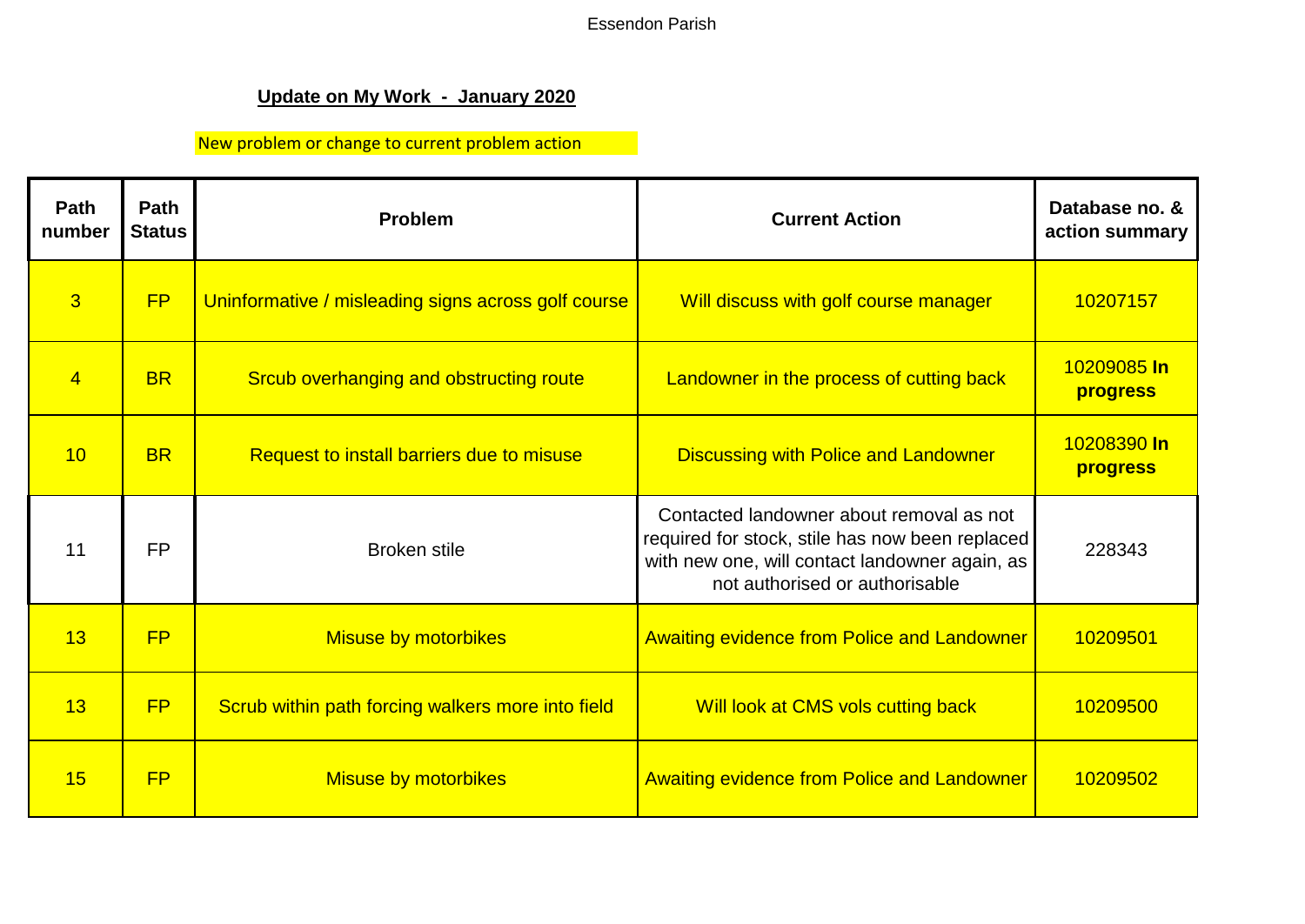Essendon Parish

## Update on My Work - January 2020

New problem or change to current problem action

| Path number | Path Status | Problem | Current Action | Database no. & action summary |
|---|---|---|---|---|
| 3 | FP | Uninformative / misleading signs across golf course | Will discuss with golf course manager | 10207157 |
| 4 | BR | Srcub overhanging and obstructing route | Landowner in the process of cutting back | 10209085 **In progress** |
| 10 | BR | Request to install barriers due to misuse | Discussing with Police and Landowner | 10208390 **In progress** |
| 11 | FP | Broken stile | Contacted landowner about removal as not required for stock, stile has now been replaced with new one, will contact landowner again, as not authorised or authorisable | 228343 |
| 13 | FP | Misuse by motorbikes | Awaiting evidence from Police and Landowner | 10209501 |
| 13 | FP | Scrub within path forcing walkers more into field | Will look at CMS vols cutting back | 10209500 |
| 15 | FP | Misuse by motorbikes | Awaiting evidence from Police and Landowner | 10209502 |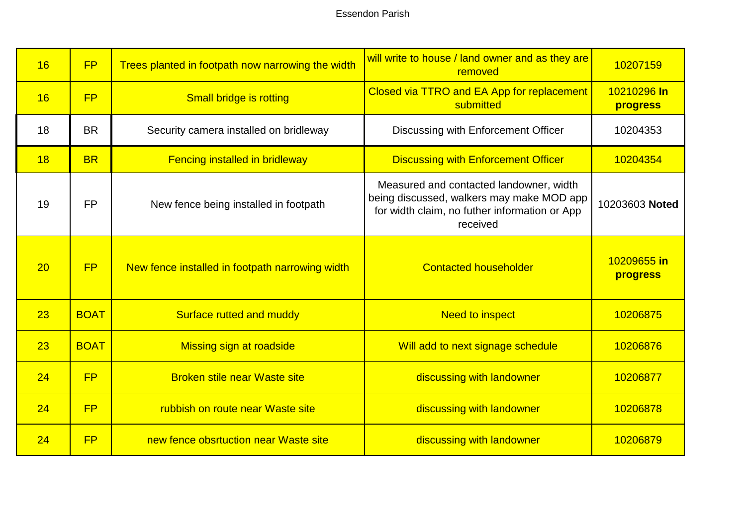| | | | | |
|---|---|---|---|---|
| 16 | FP | Trees planted in footpath now narrowing the width | will write to house / land owner and as they are removed | 10207159 |
| 16 | FP | Small bridge is rotting | Closed via TTRO and EA App for replacement submitted | 10210296 **In progress** |
| 18 | BR | Security camera installed on bridleway | Discussing with Enforcement Officer | 10204353 |
| 18 | BR | Fencing installed in bridleway | Discussing with Enforcement Officer | 10204354 |
| 19 | FP | New fence being installed in footpath | Measured and contacted landowner, width being discussed, walkers may make MOD app for width claim, no futher information or App received | 10203603 **Noted** |
| 20 | FP | New fence installed in footpath narrowing width | Contacted householder | 10209655 **in progress** |
| 23 | BOAT | Surface rutted and muddy | Need to inspect | 10206875 |
| 23 | BOAT | Missing sign at roadside | Will add to next signage schedule | 10206876 |
| 24 | FP | Broken stile near Waste site | discussing with landowner | 10206877 |
| 24 | FP | rubbish on route near Waste site | discussing with landowner | 10206878 |
| 24 | FP | new fence obsrtuction near Waste site | discussing with landowner | 10206879 |